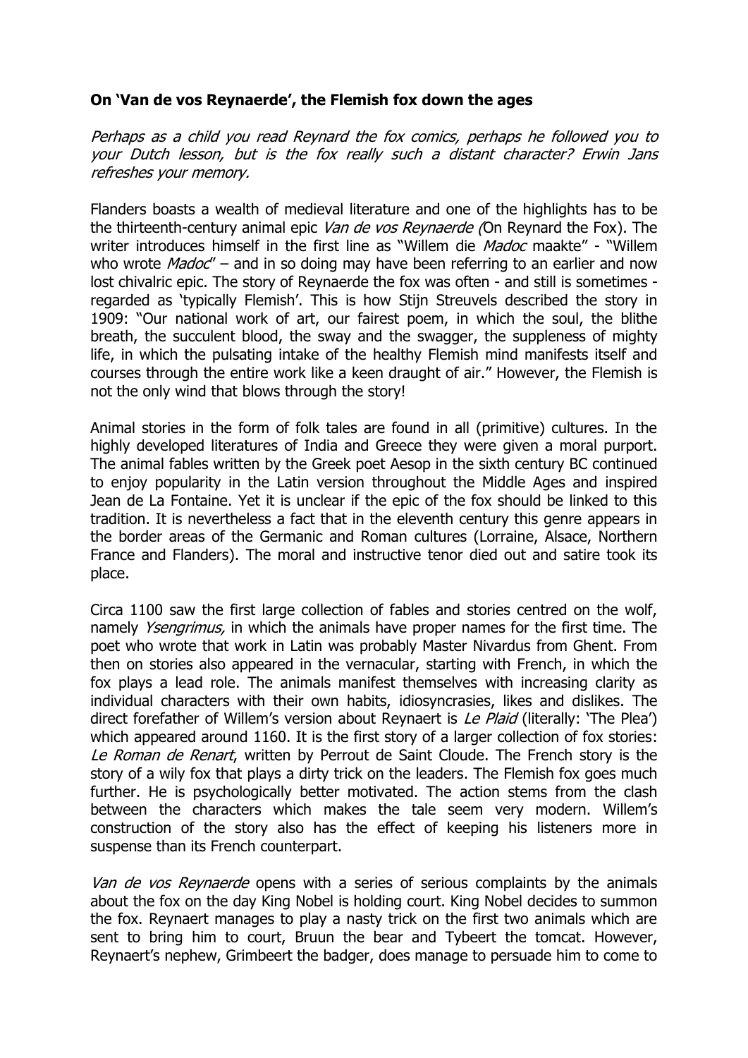**On 'Van de vos Reynaerde', the Flemish fox down the ages**

*Perhaps as a child you read Reynard the fox comics, perhaps he followed you to your Dutch lesson, but is the fox really such a distant character? Erwin Jans refreshes your memory.*

Flanders boasts a wealth of medieval literature and one of the highlights has to be the thirteenth-century animal epic *Van de vos Reynaerde (*On Reynard the Fox). The writer introduces himself in the first line as "Willem die *Madoc* maakte" - "Willem who wrote *Madoc*" – and in so doing may have been referring to an earlier and now lost chivalric epic. The story of Reynaerde the fox was often - and still is sometimes - regarded as 'typically Flemish'. This is how Stijn Streuvels described the story in 1909: "Our national work of art, our fairest poem, in which the soul, the blithe breath, the succulent blood, the sway and the swagger, the suppleness of mighty life, in which the pulsating intake of the healthy Flemish mind manifests itself and courses through the entire work like a keen draught of air." However, the Flemish is not the only wind that blows through the story!

Animal stories in the form of folk tales are found in all (primitive) cultures. In the highly developed literatures of India and Greece they were given a moral purport. The animal fables written by the Greek poet Aesop in the sixth century BC continued to enjoy popularity in the Latin version throughout the Middle Ages and inspired Jean de La Fontaine. Yet it is unclear if the epic of the fox should be linked to this tradition. It is nevertheless a fact that in the eleventh century this genre appears in the border areas of the Germanic and Roman cultures (Lorraine, Alsace, Northern France and Flanders). The moral and instructive tenor died out and satire took its place.

Circa 1100 saw the first large collection of fables and stories centred on the wolf, namely *Ysengrimus,* in which the animals have proper names for the first time. The poet who wrote that work in Latin was probably Master Nivardus from Ghent. From then on stories also appeared in the vernacular, starting with French, in which the fox plays a lead role. The animals manifest themselves with increasing clarity as individual characters with their own habits, idiosyncrasies, likes and dislikes. The direct forefather of Willem's version about Reynaert is *Le Plaid* (literally: 'The Plea') which appeared around 1160. It is the first story of a larger collection of fox stories: *Le Roman de Renart*, written by Perrout de Saint Cloude. The French story is the story of a wily fox that plays a dirty trick on the leaders. The Flemish fox goes much further. He is psychologically better motivated. The action stems from the clash between the characters which makes the tale seem very modern. Willem's construction of the story also has the effect of keeping his listeners more in suspense than its French counterpart.

*Van de vos Reynaerde* opens with a series of serious complaints by the animals about the fox on the day King Nobel is holding court. King Nobel decides to summon the fox. Reynaert manages to play a nasty trick on the first two animals which are sent to bring him to court, Bruun the bear and Tybeert the tomcat. However, Reynaert's nephew, Grimbeert the badger, does manage to persuade him to come to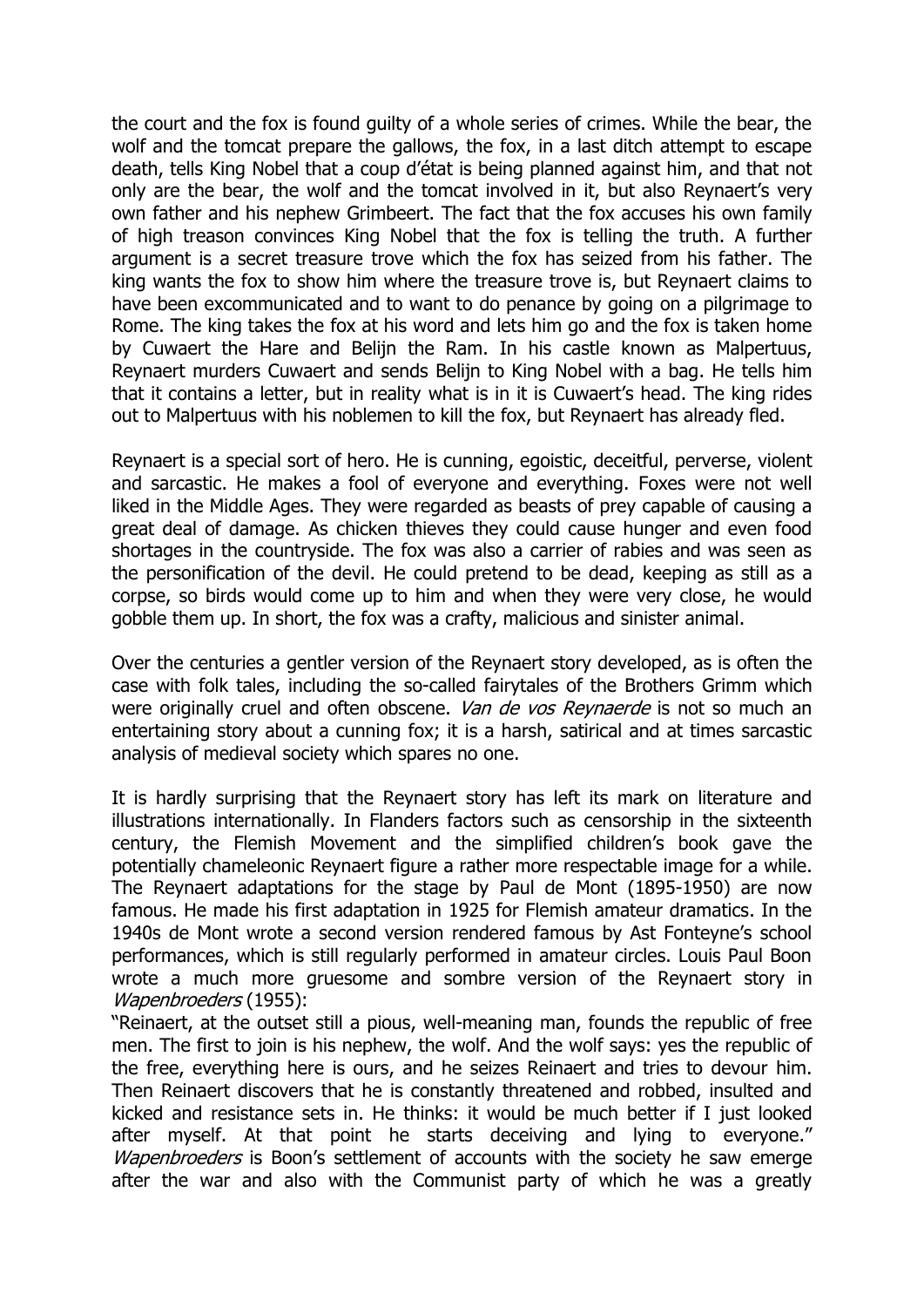the court and the fox is found guilty of a whole series of crimes. While the bear, the wolf and the tomcat prepare the gallows, the fox, in a last ditch attempt to escape death, tells King Nobel that a coup d'état is being planned against him, and that not only are the bear, the wolf and the tomcat involved in it, but also Reynaert's very own father and his nephew Grimbeert. The fact that the fox accuses his own family of high treason convinces King Nobel that the fox is telling the truth. A further argument is a secret treasure trove which the fox has seized from his father. The king wants the fox to show him where the treasure trove is, but Reynaert claims to have been excommunicated and to want to do penance by going on a pilgrimage to Rome. The king takes the fox at his word and lets him go and the fox is taken home by Cuwaert the Hare and Belijn the Ram. In his castle known as Malpertuus, Reynaert murders Cuwaert and sends Belijn to King Nobel with a bag. He tells him that it contains a letter, but in reality what is in it is Cuwaert's head. The king rides out to Malpertuus with his noblemen to kill the fox, but Reynaert has already fled.

Reynaert is a special sort of hero. He is cunning, egoistic, deceitful, perverse, violent and sarcastic. He makes a fool of everyone and everything. Foxes were not well liked in the Middle Ages. They were regarded as beasts of prey capable of causing a great deal of damage. As chicken thieves they could cause hunger and even food shortages in the countryside. The fox was also a carrier of rabies and was seen as the personification of the devil. He could pretend to be dead, keeping as still as a corpse, so birds would come up to him and when they were very close, he would gobble them up. In short, the fox was a crafty, malicious and sinister animal.

Over the centuries a gentler version of the Reynaert story developed, as is often the case with folk tales, including the so-called fairytales of the Brothers Grimm which were originally cruel and often obscene. *Van de vos Reynaerde* is not so much an entertaining story about a cunning fox; it is a harsh, satirical and at times sarcastic analysis of medieval society which spares no one.

It is hardly surprising that the Reynaert story has left its mark on literature and illustrations internationally. In Flanders factors such as censorship in the sixteenth century, the Flemish Movement and the simplified children's book gave the potentially chameleonic Reynaert figure a rather more respectable image for a while. The Reynaert adaptations for the stage by Paul de Mont (1895-1950) are now famous. He made his first adaptation in 1925 for Flemish amateur dramatics. In the 1940s de Mont wrote a second version rendered famous by Ast Fonteyne's school performances, which is still regularly performed in amateur circles. Louis Paul Boon wrote a much more gruesome and sombre version of the Reynaert story in *Wapenbroeders* (1955):
"Reinaert, at the outset still a pious, well-meaning man, founds the republic of free men. The first to join is his nephew, the wolf. And the wolf says: yes the republic of the free, everything here is ours, and he seizes Reinaert and tries to devour him. Then Reinaert discovers that he is constantly threatened and robbed, insulted and kicked and resistance sets in. He thinks: it would be much better if I just looked after myself. At that point he starts deceiving and lying to everyone." *Wapenbroeders* is Boon's settlement of accounts with the society he saw emerge after the war and also with the Communist party of which he was a greatly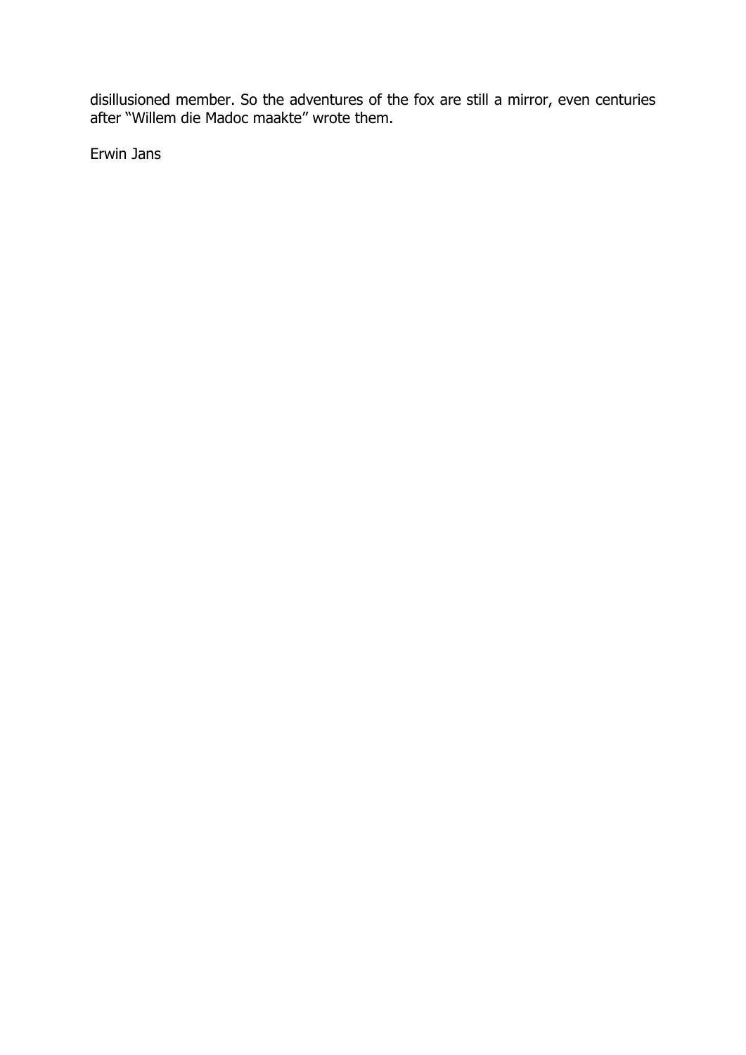disillusioned member. So the adventures of the fox are still a mirror, even centuries after "Willem die Madoc maakte" wrote them.

Erwin Jans